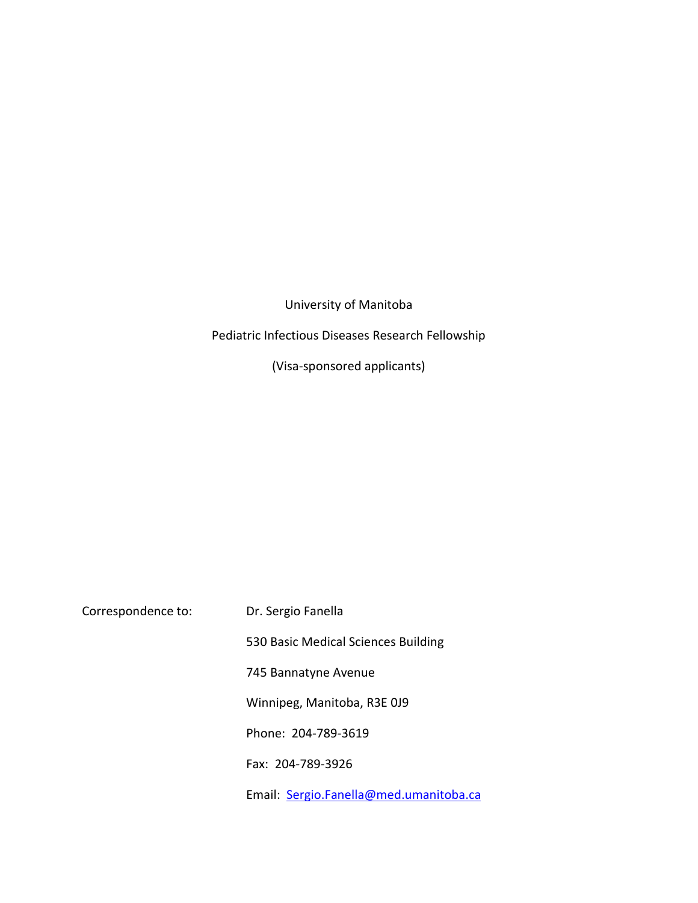University of Manitoba

Pediatric Infectious Diseases Research Fellowship

(Visa-sponsored applicants)

Correspondence to:

Dr. Sergio Fanella

530 Basic Medical Sciences Building

745 Bannatyne Avenue

Winnipeg, Manitoba, R3E 0J9

Phone: 204-789-3619

Fax: 204-789-3926

Email: Sergio.Fanella@med.umanitoba.ca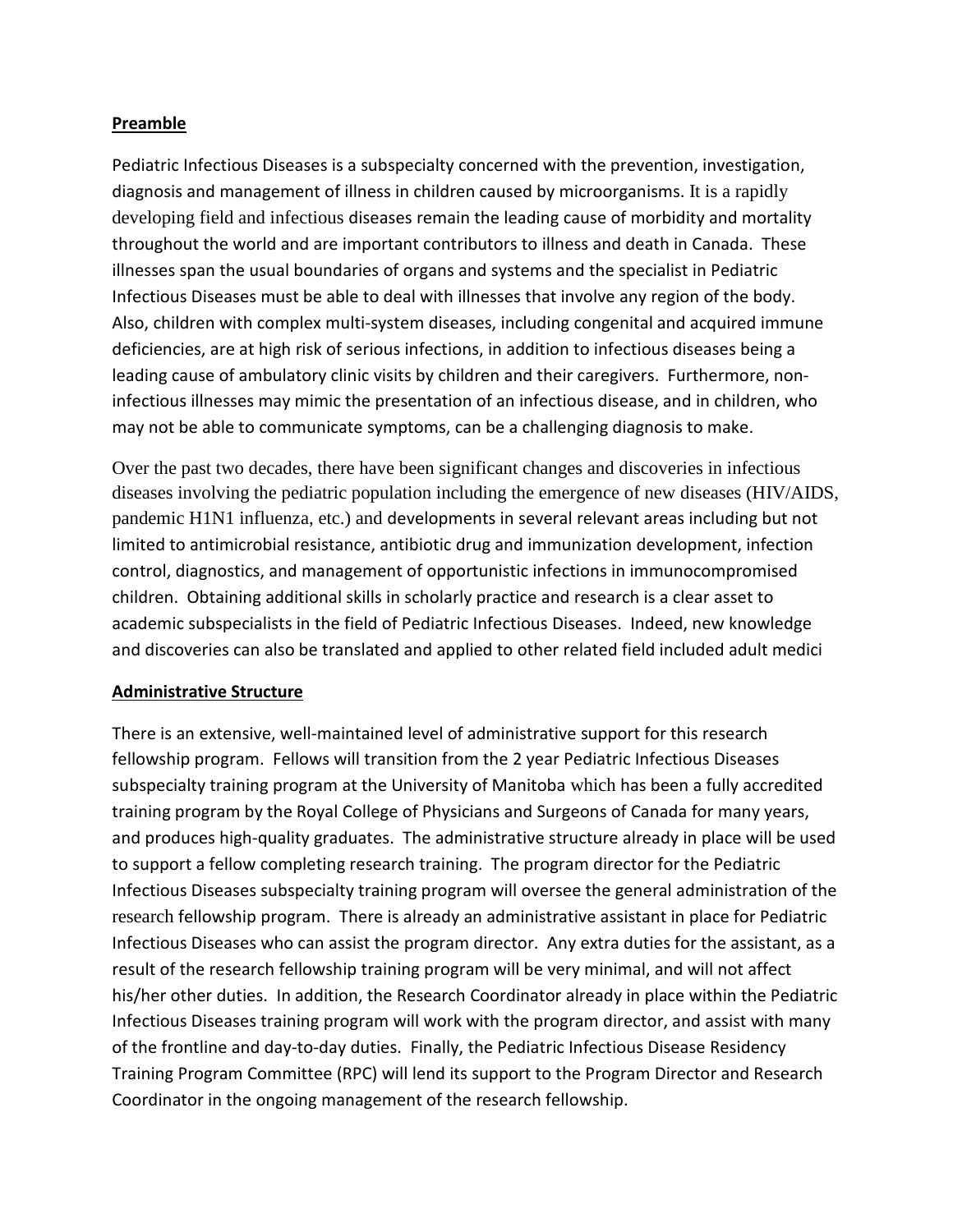## Preamble

Pediatric Infectious Diseases is a subspecialty concerned with the prevention, investigation, diagnosis and management of illness in children caused by microorganisms. It is a rapidly developing field and infectious diseases remain the leading cause of morbidity and mortality throughout the world and are important contributors to illness and death in Canada. These illnesses span the usual boundaries of organs and systems and the specialist in Pediatric Infectious Diseases must be able to deal with illnesses that involve any region of the body. Also, children with complex multi-system diseases, including congenital and acquired immune deficiencies, are at high risk of serious infections, in addition to infectious diseases being a leading cause of ambulatory clinic visits by children and their caregivers. Furthermore, non-infectious illnesses may mimic the presentation of an infectious disease, and in children, who may not be able to communicate symptoms, can be a challenging diagnosis to make.

Over the past two decades, there have been significant changes and discoveries in infectious diseases involving the pediatric population including the emergence of new diseases (HIV/AIDS, pandemic H1N1 influenza, etc.) and developments in several relevant areas including but not limited to antimicrobial resistance, antibiotic drug and immunization development, infection control, diagnostics, and management of opportunistic infections in immunocompromised children. Obtaining additional skills in scholarly practice and research is a clear asset to academic subspecialists in the field of Pediatric Infectious Diseases. Indeed, new knowledge and discoveries can also be translated and applied to other related field included adult medici

## Administrative Structure

There is an extensive, well-maintained level of administrative support for this research fellowship program. Fellows will transition from the 2 year Pediatric Infectious Diseases subspecialty training program at the University of Manitoba which has been a fully accredited training program by the Royal College of Physicians and Surgeons of Canada for many years, and produces high-quality graduates. The administrative structure already in place will be used to support a fellow completing research training. The program director for the Pediatric Infectious Diseases subspecialty training program will oversee the general administration of the research fellowship program. There is already an administrative assistant in place for Pediatric Infectious Diseases who can assist the program director. Any extra duties for the assistant, as a result of the research fellowship training program will be very minimal, and will not affect his/her other duties. In addition, the Research Coordinator already in place within the Pediatric Infectious Diseases training program will work with the program director, and assist with many of the frontline and day-to-day duties. Finally, the Pediatric Infectious Disease Residency Training Program Committee (RPC) will lend its support to the Program Director and Research Coordinator in the ongoing management of the research fellowship.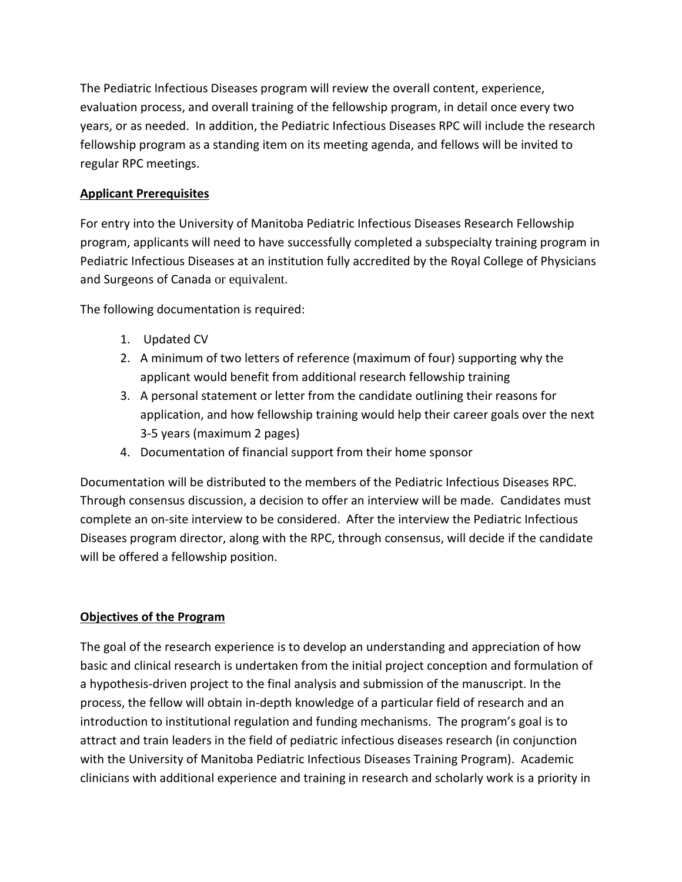The Pediatric Infectious Diseases program will review the overall content, experience, evaluation process, and overall training of the fellowship program, in detail once every two years, or as needed. In addition, the Pediatric Infectious Diseases RPC will include the research fellowship program as a standing item on its meeting agenda, and fellows will be invited to regular RPC meetings.

## Applicant Prerequisites

For entry into the University of Manitoba Pediatric Infectious Diseases Research Fellowship program, applicants will need to have successfully completed a subspecialty training program in Pediatric Infectious Diseases at an institution fully accredited by the Royal College of Physicians and Surgeons of Canada or equivalent.

The following documentation is required:

1. Updated CV
2. A minimum of two letters of reference (maximum of four) supporting why the applicant would benefit from additional research fellowship training
3. A personal statement or letter from the candidate outlining their reasons for application, and how fellowship training would help their career goals over the next 3-5 years (maximum 2 pages)
4. Documentation of financial support from their home sponsor

Documentation will be distributed to the members of the Pediatric Infectious Diseases RPC. Through consensus discussion, a decision to offer an interview will be made. Candidates must complete an on-site interview to be considered. After the interview the Pediatric Infectious Diseases program director, along with the RPC, through consensus, will decide if the candidate will be offered a fellowship position.

## Objectives of the Program

The goal of the research experience is to develop an understanding and appreciation of how basic and clinical research is undertaken from the initial project conception and formulation of a hypothesis-driven project to the final analysis and submission of the manuscript. In the process, the fellow will obtain in-depth knowledge of a particular field of research and an introduction to institutional regulation and funding mechanisms. The program's goal is to attract and train leaders in the field of pediatric infectious diseases research (in conjunction with the University of Manitoba Pediatric Infectious Diseases Training Program). Academic clinicians with additional experience and training in research and scholarly work is a priority in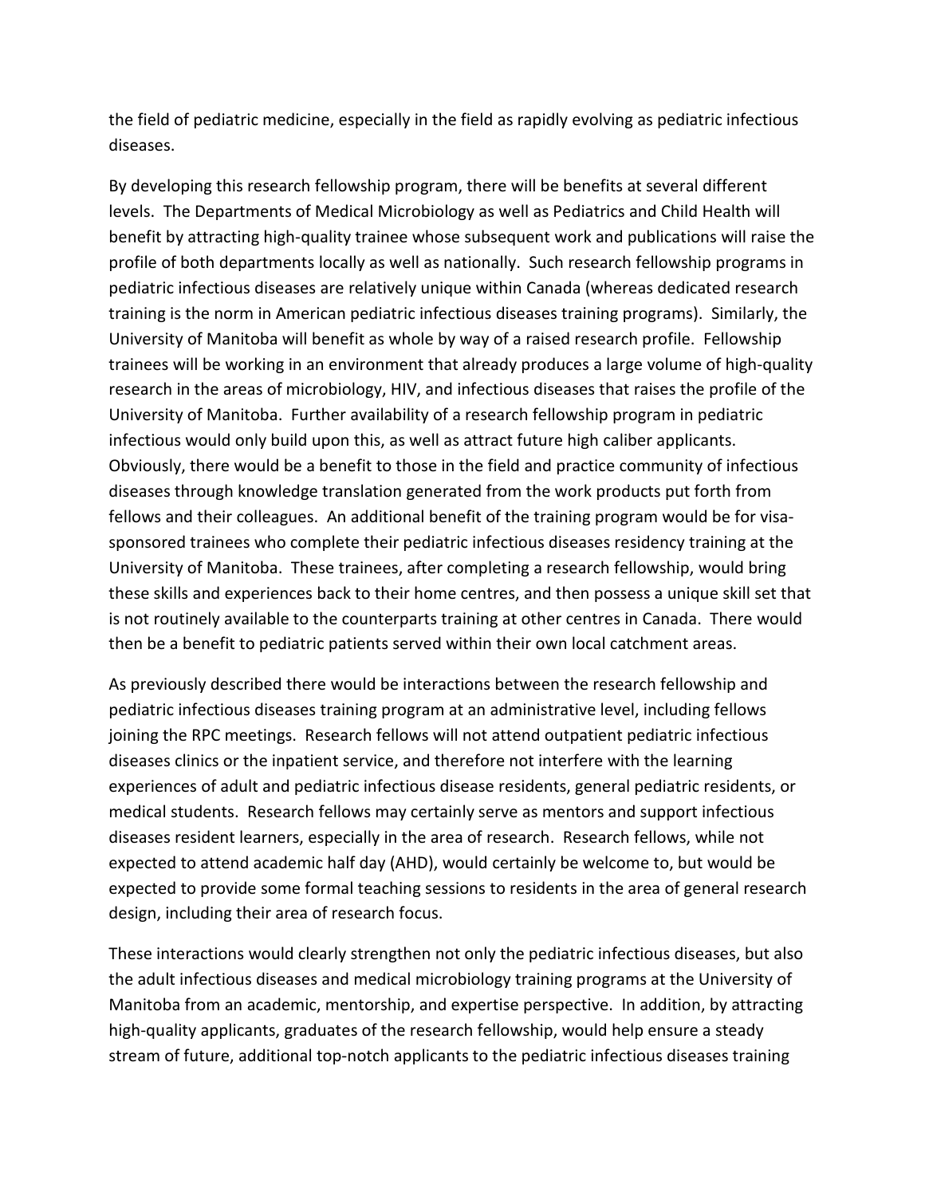the field of pediatric medicine, especially in the field as rapidly evolving as pediatric infectious diseases.

By developing this research fellowship program, there will be benefits at several different levels. The Departments of Medical Microbiology as well as Pediatrics and Child Health will benefit by attracting high-quality trainee whose subsequent work and publications will raise the profile of both departments locally as well as nationally. Such research fellowship programs in pediatric infectious diseases are relatively unique within Canada (whereas dedicated research training is the norm in American pediatric infectious diseases training programs). Similarly, the University of Manitoba will benefit as whole by way of a raised research profile. Fellowship trainees will be working in an environment that already produces a large volume of high-quality research in the areas of microbiology, HIV, and infectious diseases that raises the profile of the University of Manitoba. Further availability of a research fellowship program in pediatric infectious would only build upon this, as well as attract future high caliber applicants. Obviously, there would be a benefit to those in the field and practice community of infectious diseases through knowledge translation generated from the work products put forth from fellows and their colleagues. An additional benefit of the training program would be for visa-sponsored trainees who complete their pediatric infectious diseases residency training at the University of Manitoba. These trainees, after completing a research fellowship, would bring these skills and experiences back to their home centres, and then possess a unique skill set that is not routinely available to the counterparts training at other centres in Canada. There would then be a benefit to pediatric patients served within their own local catchment areas.

As previously described there would be interactions between the research fellowship and pediatric infectious diseases training program at an administrative level, including fellows joining the RPC meetings. Research fellows will not attend outpatient pediatric infectious diseases clinics or the inpatient service, and therefore not interfere with the learning experiences of adult and pediatric infectious disease residents, general pediatric residents, or medical students. Research fellows may certainly serve as mentors and support infectious diseases resident learners, especially in the area of research. Research fellows, while not expected to attend academic half day (AHD), would certainly be welcome to, but would be expected to provide some formal teaching sessions to residents in the area of general research design, including their area of research focus.

These interactions would clearly strengthen not only the pediatric infectious diseases, but also the adult infectious diseases and medical microbiology training programs at the University of Manitoba from an academic, mentorship, and expertise perspective. In addition, by attracting high-quality applicants, graduates of the research fellowship, would help ensure a steady stream of future, additional top-notch applicants to the pediatric infectious diseases training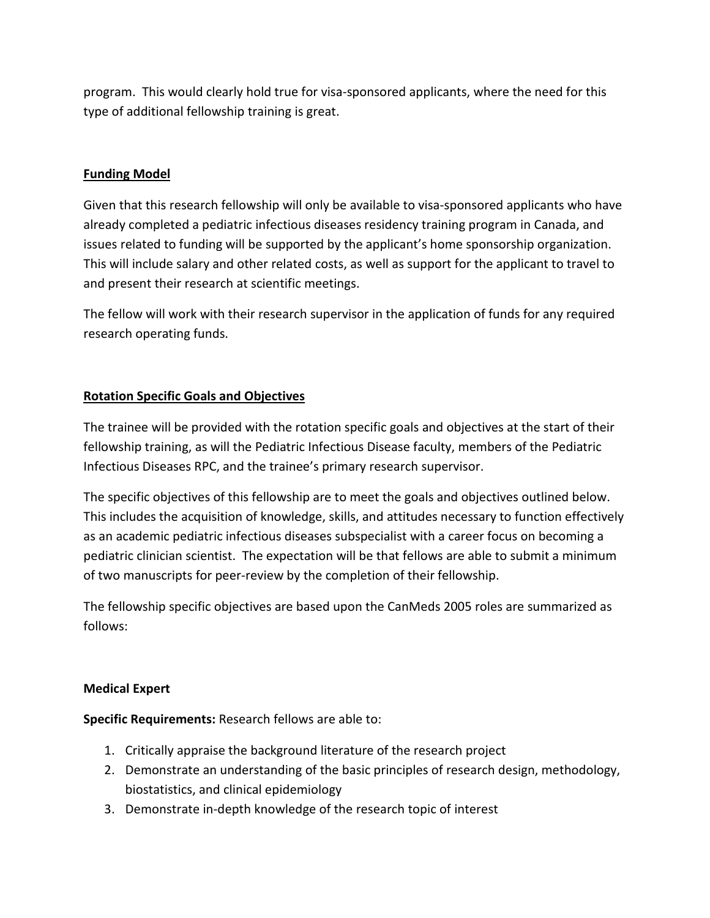program. This would clearly hold true for visa-sponsored applicants, where the need for this type of additional fellowship training is great.

## Funding Model

Given that this research fellowship will only be available to visa-sponsored applicants who have already completed a pediatric infectious diseases residency training program in Canada, and issues related to funding will be supported by the applicant's home sponsorship organization. This will include salary and other related costs, as well as support for the applicant to travel to and present their research at scientific meetings.

The fellow will work with their research supervisor in the application of funds for any required research operating funds.

## Rotation Specific Goals and Objectives

The trainee will be provided with the rotation specific goals and objectives at the start of their fellowship training, as will the Pediatric Infectious Disease faculty, members of the Pediatric Infectious Diseases RPC, and the trainee's primary research supervisor.

The specific objectives of this fellowship are to meet the goals and objectives outlined below. This includes the acquisition of knowledge, skills, and attitudes necessary to function effectively as an academic pediatric infectious diseases subspecialist with a career focus on becoming a pediatric clinician scientist. The expectation will be that fellows are able to submit a minimum of two manuscripts for peer-review by the completion of their fellowship.

The fellowship specific objectives are based upon the CanMeds 2005 roles are summarized as follows:

### Medical Expert

**Specific Requirements:** Research fellows are able to:

1. Critically appraise the background literature of the research project
2. Demonstrate an understanding of the basic principles of research design, methodology, biostatistics, and clinical epidemiology
3. Demonstrate in-depth knowledge of the research topic of interest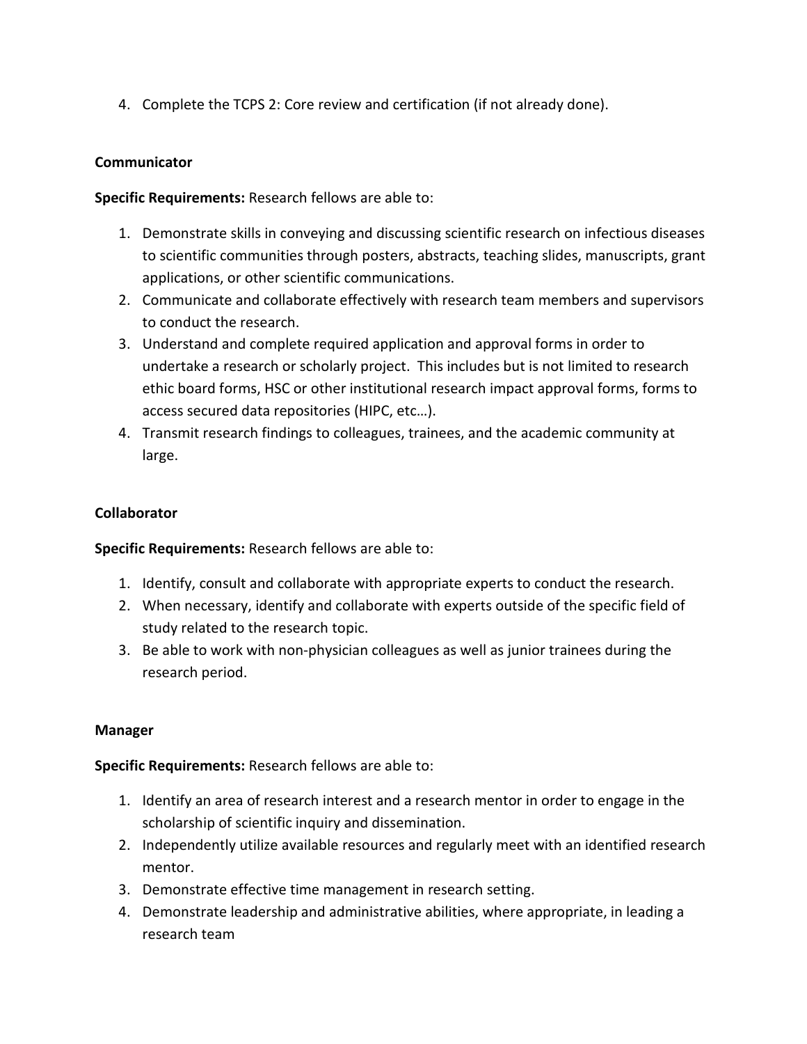4. Complete the TCPS 2: Core review and certification (if not already done).

**Communicator**

**Specific Requirements:** Research fellows are able to:

1. Demonstrate skills in conveying and discussing scientific research on infectious diseases to scientific communities through posters, abstracts, teaching slides, manuscripts, grant applications, or other scientific communications.
2. Communicate and collaborate effectively with research team members and supervisors to conduct the research.
3. Understand and complete required application and approval forms in order to undertake a research or scholarly project. This includes but is not limited to research ethic board forms, HSC or other institutional research impact approval forms, forms to access secured data repositories (HIPC, etc…).
4. Transmit research findings to colleagues, trainees, and the academic community at large.

**Collaborator**

**Specific Requirements:** Research fellows are able to:

1. Identify, consult and collaborate with appropriate experts to conduct the research.
2. When necessary, identify and collaborate with experts outside of the specific field of study related to the research topic.
3. Be able to work with non-physician colleagues as well as junior trainees during the research period.

**Manager**

**Specific Requirements:** Research fellows are able to:

1. Identify an area of research interest and a research mentor in order to engage in the scholarship of scientific inquiry and dissemination.
2. Independently utilize available resources and regularly meet with an identified research mentor.
3. Demonstrate effective time management in research setting.
4. Demonstrate leadership and administrative abilities, where appropriate, in leading a research team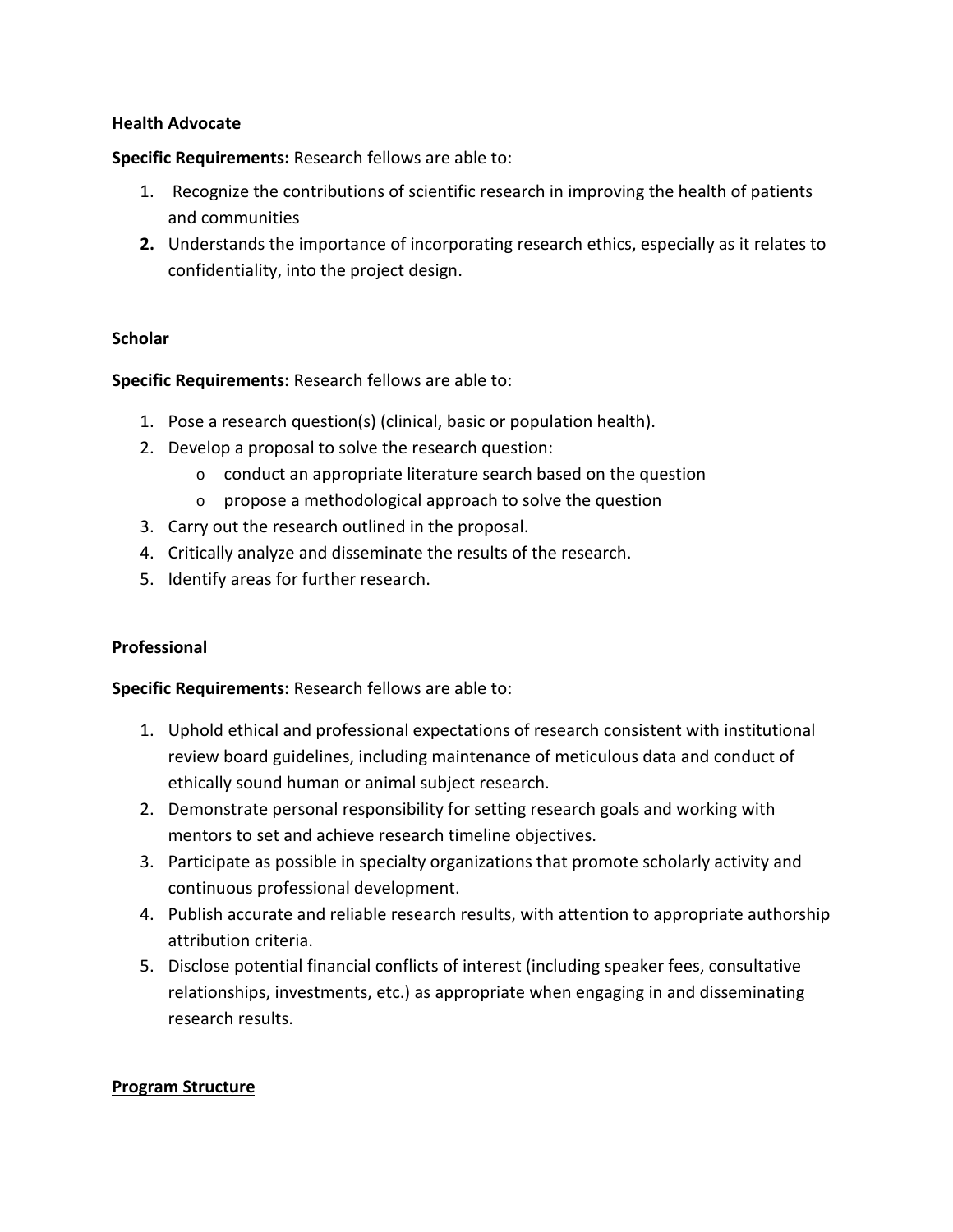**Health Advocate**

**Specific Requirements:** Research fellows are able to:

1. Recognize the contributions of scientific research in improving the health of patients and communities
2. Understands the importance of incorporating research ethics, especially as it relates to confidentiality, into the project design.

**Scholar**

**Specific Requirements:** Research fellows are able to:

1. Pose a research question(s) (clinical, basic or population health).
2. Develop a proposal to solve the research question:
   - conduct an appropriate literature search based on the question
   - propose a methodological approach to solve the question
3. Carry out the research outlined in the proposal.
4. Critically analyze and disseminate the results of the research.
5. Identify areas for further research.

**Professional**

**Specific Requirements:** Research fellows are able to:

1. Uphold ethical and professional expectations of research consistent with institutional review board guidelines, including maintenance of meticulous data and conduct of ethically sound human or animal subject research.
2. Demonstrate personal responsibility for setting research goals and working with mentors to set and achieve research timeline objectives.
3. Participate as possible in specialty organizations that promote scholarly activity and continuous professional development.
4. Publish accurate and reliable research results, with attention to appropriate authorship attribution criteria.
5. Disclose potential financial conflicts of interest (including speaker fees, consultative relationships, investments, etc.) as appropriate when engaging in and disseminating research results.

**Program Structure**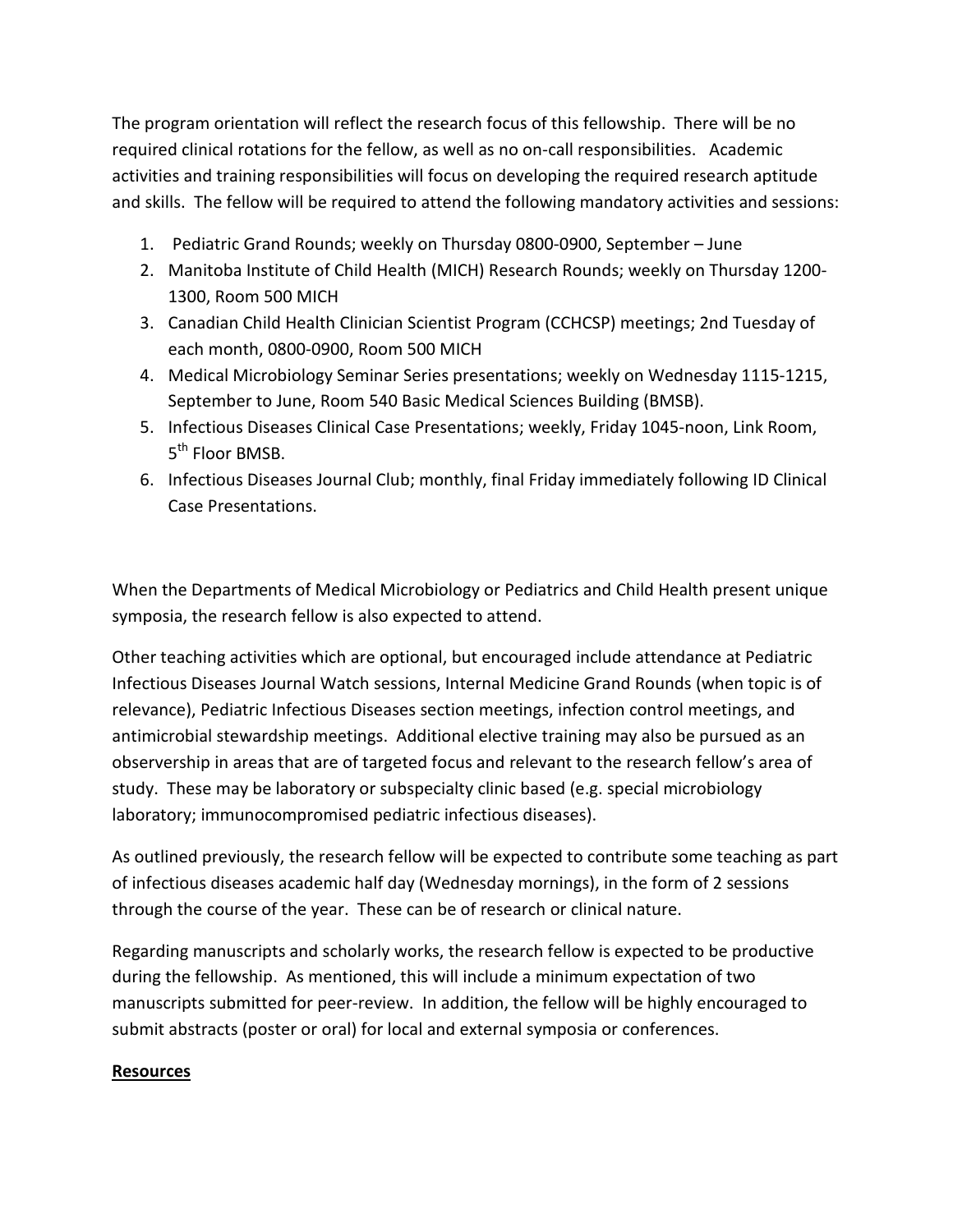The program orientation will reflect the research focus of this fellowship. There will be no required clinical rotations for the fellow, as well as no on-call responsibilities. Academic activities and training responsibilities will focus on developing the required research aptitude and skills. The fellow will be required to attend the following mandatory activities and sessions:

1. Pediatric Grand Rounds; weekly on Thursday 0800-0900, September – June
2. Manitoba Institute of Child Health (MICH) Research Rounds; weekly on Thursday 1200-1300, Room 500 MICH
3. Canadian Child Health Clinician Scientist Program (CCHCSP) meetings; 2nd Tuesday of each month, 0800-0900, Room 500 MICH
4. Medical Microbiology Seminar Series presentations; weekly on Wednesday 1115-1215, September to June, Room 540 Basic Medical Sciences Building (BMSB).
5. Infectious Diseases Clinical Case Presentations; weekly, Friday 1045-noon, Link Room, 5th Floor BMSB.
6. Infectious Diseases Journal Club; monthly, final Friday immediately following ID Clinical Case Presentations.

When the Departments of Medical Microbiology or Pediatrics and Child Health present unique symposia, the research fellow is also expected to attend.

Other teaching activities which are optional, but encouraged include attendance at Pediatric Infectious Diseases Journal Watch sessions, Internal Medicine Grand Rounds (when topic is of relevance), Pediatric Infectious Diseases section meetings, infection control meetings, and antimicrobial stewardship meetings. Additional elective training may also be pursued as an observership in areas that are of targeted focus and relevant to the research fellow's area of study. These may be laboratory or subspecialty clinic based (e.g. special microbiology laboratory; immunocompromised pediatric infectious diseases).

As outlined previously, the research fellow will be expected to contribute some teaching as part of infectious diseases academic half day (Wednesday mornings), in the form of 2 sessions through the course of the year. These can be of research or clinical nature.

Regarding manuscripts and scholarly works, the research fellow is expected to be productive during the fellowship. As mentioned, this will include a minimum expectation of two manuscripts submitted for peer-review. In addition, the fellow will be highly encouraged to submit abstracts (poster or oral) for local and external symposia or conferences.

**Resources**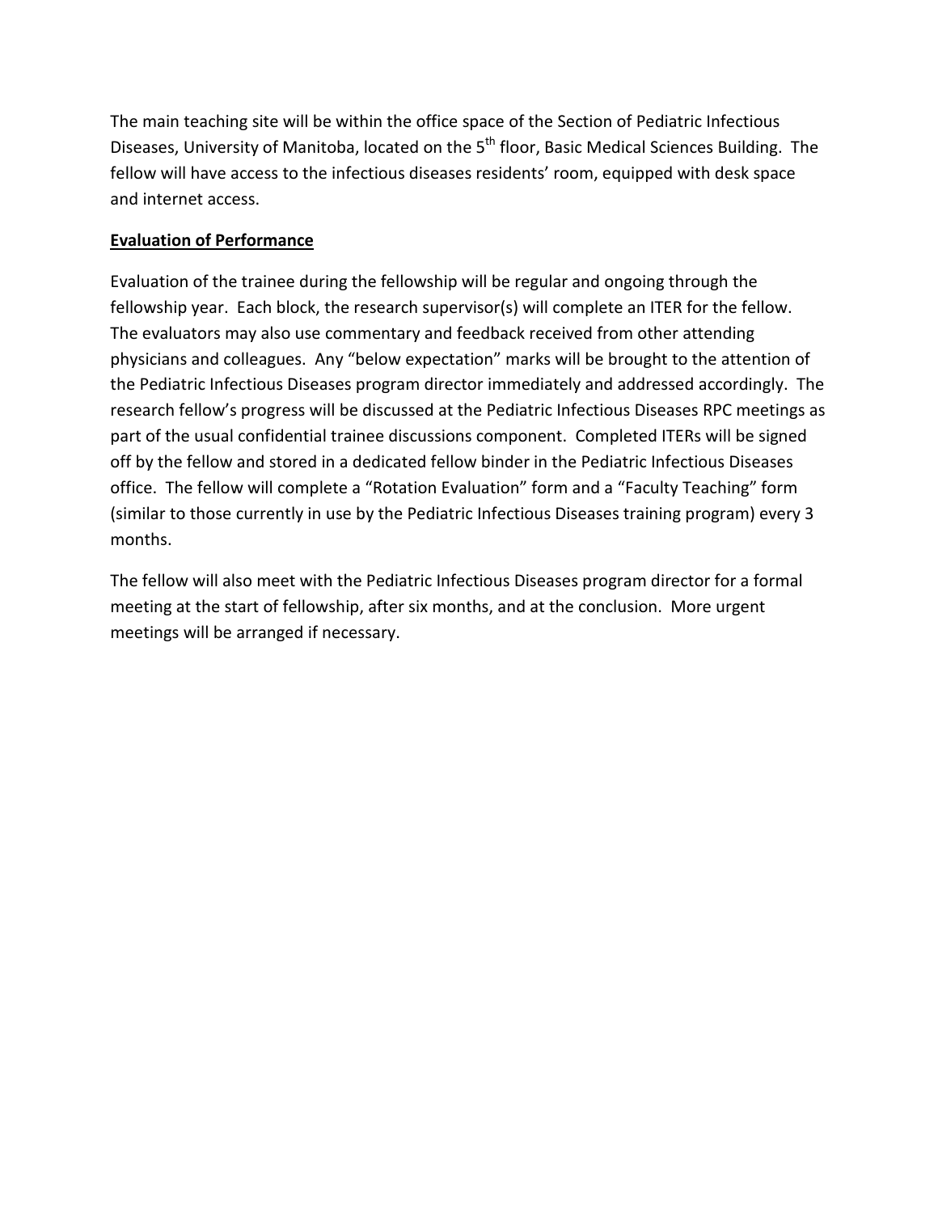The main teaching site will be within the office space of the Section of Pediatric Infectious Diseases, University of Manitoba, located on the 5th floor, Basic Medical Sciences Building. The fellow will have access to the infectious diseases residents' room, equipped with desk space and internet access.

## Evaluation of Performance

Evaluation of the trainee during the fellowship will be regular and ongoing through the fellowship year. Each block, the research supervisor(s) will complete an ITER for the fellow. The evaluators may also use commentary and feedback received from other attending physicians and colleagues. Any "below expectation" marks will be brought to the attention of the Pediatric Infectious Diseases program director immediately and addressed accordingly. The research fellow's progress will be discussed at the Pediatric Infectious Diseases RPC meetings as part of the usual confidential trainee discussions component. Completed ITERs will be signed off by the fellow and stored in a dedicated fellow binder in the Pediatric Infectious Diseases office. The fellow will complete a "Rotation Evaluation" form and a "Faculty Teaching" form (similar to those currently in use by the Pediatric Infectious Diseases training program) every 3 months.

The fellow will also meet with the Pediatric Infectious Diseases program director for a formal meeting at the start of fellowship, after six months, and at the conclusion. More urgent meetings will be arranged if necessary.